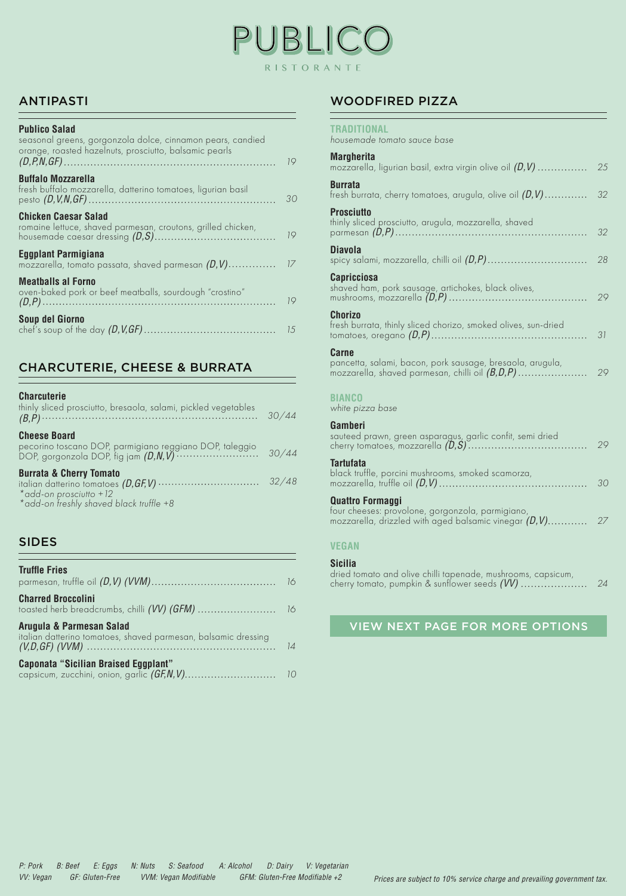# PUBLICO

RISTORANTE

## ANTIPASTI

**Publico Salad**
seasonal greens, gorgonzola dolce, cinnamon pears, candied orange, roasted hazelnuts, prosciutto, balsamic pearls *(D,P,N,GF)* ... 19

**Buffalo Mozzarella**
fresh buffalo mozzarella, datterino tomatoes, ligurian basil pesto *(D,V,N,GF)* ... 30

**Chicken Caesar Salad**
romaine lettuce, shaved parmesan, croutons, grilled chicken, housemade caesar dressing *(D,S)* ... 19

**Eggplant Parmigiana**
mozzarella, tomato passata, shaved parmesan *(D,V)* ... 17

**Meatballs al Forno**
oven-baked pork or beef meatballs, sourdough "crostino" *(D,P)* ... 19

**Soup del Giorno**
chef's soup of the day *(D,V,GF)* ... 15

## CHARCUTERIE, CHEESE & BURRATA

**Charcuterie**
thinly sliced prosciutto, bresaola, salami, pickled vegetables *(B,P)* ... 30/44

**Cheese Board**
pecorino toscano DOP, parmigiano reggiano DOP, taleggio DOP, gorgonzola DOP, fig jam *(D,N,V)* ... 30/44

**Burrata & Cherry Tomato**
italian datterino tomatoes *(D,GF,V)* ... 32/48
*\*add-on prosciutto +12*
*\*add-on freshly shaved black truffle +8*

## SIDES

**Truffle Fries**
parmesan, truffle oil *(D,V) (VVM)* ... 16

**Charred Broccolini**
toasted herb breadcrumbs, chilli *(VV) (GFM)* ... 16

**Arugula & Parmesan Salad**
italian datterino tomatoes, shaved parmesan, balsamic dressing *(V,D,GF) (VVM)* ... 14

**Caponata "Sicilian Braised Eggplant"**
capsicum, zucchini, onion, garlic *(GF,N,V)* ... 10

## WOODFIRED PIZZA

### TRADITIONAL
*housemade tomato sauce base*

**Margherita**
mozzarella, ligurian basil, extra virgin olive oil *(D,V)* ... 25

**Burrata**
fresh burrata, cherry tomatoes, arugula, olive oil *(D,V)* ... 32

**Prosciutto**
thinly sliced prosciutto, arugula, mozzarella, shaved parmesan *(D,P)* ... 32

**Diavola**
spicy salami, mozzarella, chilli oil *(D,P)* ... 28

**Capricciosa**
shaved ham, pork sausage, artichokes, black olives, mushrooms, mozzarella *(D,P)* ... 29

**Chorizo**
fresh burrata, thinly sliced chorizo, smoked olives, sun-dried tomatoes, oregano *(D,P)* ... 31

**Carne**
pancetta, salami, bacon, pork sausage, bresaola, arugula, mozzarella, shaved parmesan, chilli oil *(B,D,P)* ... 29

### BIANCO
*white pizza base*

**Gamberi**
sauteed prawn, green asparagus, garlic confit, semi dried cherry tomatoes, mozzarella *(D,S)* ... 29

**Tartufata**
black truffle, porcini mushrooms, smoked scamorza, mozzarella, truffle oil *(D,V)* ... 30

**Quattro Formaggi**
four cheeses: provolone, gorgonzola, parmigiano, mozzarella, drizzled with aged balsamic vinegar *(D,V)* ... 27

### VEGAN

**Sicilia**
dried tomato and olive chilli tapenade, mushrooms, capsicum, cherry tomato, pumpkin & sunflower seeds *(VV)* ... 24

VIEW NEXT PAGE FOR MORE OPTIONS

*P: Pork B: Beef E: Eggs N: Nuts S: Seafood A: Alcohol D: Dairy V: Vegetarian*
*VV: Vegan GF: Gluten-Free VVM: Vegan Modifiable GFM: Gluten-Free Modifiable +2*

*Prices are subject to 10% service charge and prevailing government tax.*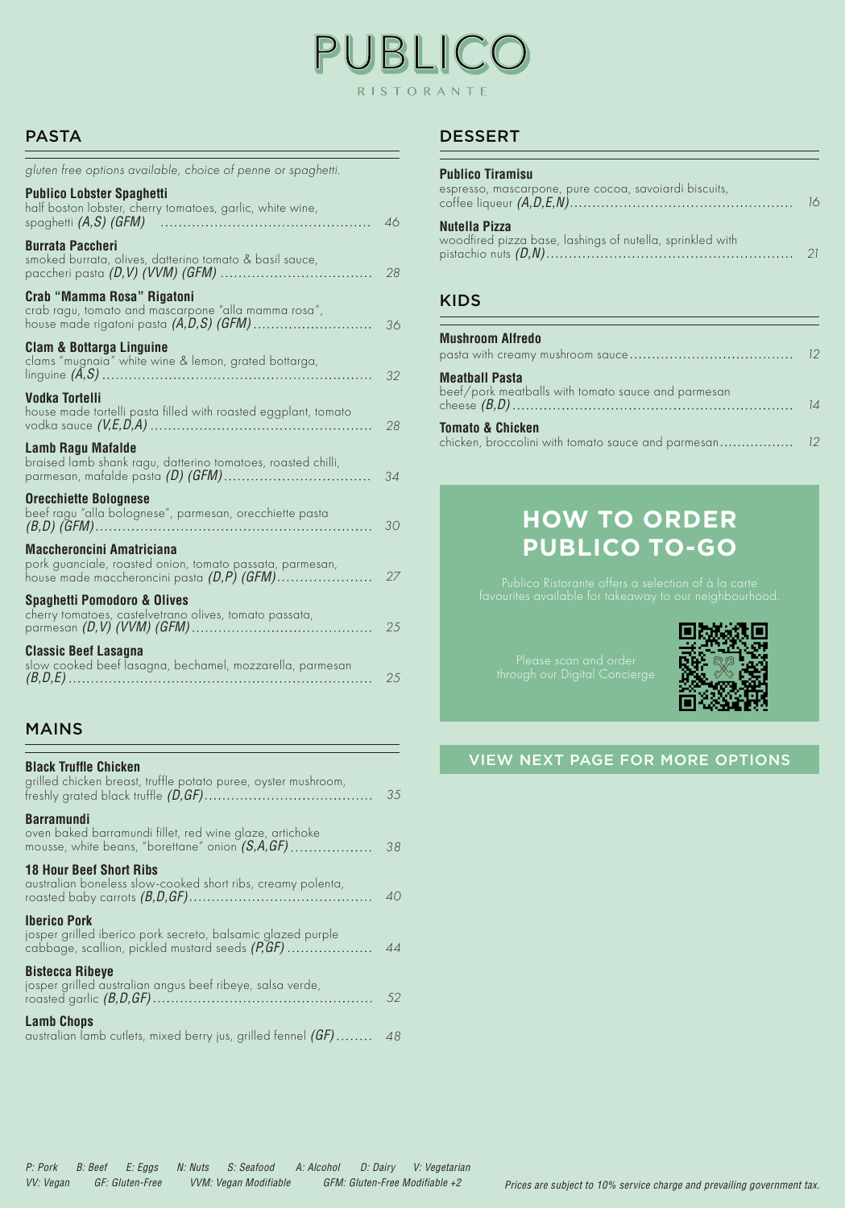# PUBLICO

RISTORANTE

## PASTA

*gluten free options available, choice of penne or spaghetti.*

**Publico Lobster Spaghetti**
half boston lobster, cherry tomatoes, garlic, white wine, spaghetti *(A,S) (GFM)* ..... *46*

**Burrata Paccheri**
smoked burrata, olives, datterino tomato & basil sauce, paccheri pasta *(D,V) (VVM) (GFM)* ..... *28*

**Crab "Mamma Rosa" Rigatoni**
crab ragu, tomato and mascarpone "alla mamma rosa", house made rigatoni pasta *(A,D,S) (GFM)* ..... *36*

**Clam & Bottarga Linguine**
clams "mugnaia" white wine & lemon, grated bottarga, linguine *(A,S)* ..... *32*

**Vodka Tortelli**
house made tortelli pasta filled with roasted eggplant, tomato vodka sauce *(V,E,D,A)* ..... *28*

**Lamb Ragu Mafalde**
braised lamb shank ragu, datterino tomatoes, roasted chilli, parmesan, mafalde pasta *(D) (GFM)* ..... *34*

**Orecchiette Bolognese**
beef ragu "alla bolognese", parmesan, orecchiette pasta *(B,D) (GFM)* ..... *30*

**Maccheroncini Amatriciana**
pork guanciale, roasted onion, tomato passata, parmesan, house made maccheroncini pasta *(D,P) (GFM)* ..... *27*

**Spaghetti Pomodoro & Olives**
cherry tomatoes, castelvetrano olives, tomato passata, parmesan *(D,V) (VVM) (GFM)* ..... *25*

**Classic Beef Lasagna**
slow cooked beef lasagna, bechamel, mozzarella, parmesan *(B,D,E)* ..... *25*

## MAINS

**Black Truffle Chicken**
grilled chicken breast, truffle potato puree, oyster mushroom, freshly grated black truffle *(D,GF)* ..... *35*

**Barramundi**
oven baked barramundi fillet, red wine glaze, artichoke mousse, white beans, "borettane" onion *(S,A,GF)* ..... *38*

**18 Hour Beef Short Ribs**
australian boneless slow-cooked short ribs, creamy polenta, roasted baby carrots *(B,D,GF)* ..... *40*

**Iberico Pork**
josper grilled iberico pork secreto, balsamic glazed purple cabbage, scallion, pickled mustard seeds *(P,GF)* ..... *44*

**Bistecca Ribeye**
josper grilled australian angus beef ribeye, salsa verde, roasted garlic *(B,D,GF)* ..... *52*

**Lamb Chops**
australian lamb cutlets, mixed berry jus, grilled fennel *(GF)* ..... *48*

## DESSERT

**Publico Tiramisu**
espresso, mascarpone, pure cocoa, savoiardi biscuits, coffee liqueur *(A,D,E,N)* ..... *16*

**Nutella Pizza**
woodfired pizza base, lashings of nutella, sprinkled with pistachio nuts *(D,N)* ..... *21*

## KIDS

**Mushroom Alfredo**
pasta with creamy mushroom sauce ..... *12*

**Meatball Pasta**
beef/pork meatballs with tomato sauce and parmesan cheese *(B,D)* ..... *14*

**Tomato & Chicken**
chicken, broccolini with tomato sauce and parmesan ..... *12*

## HOW TO ORDER PUBLICO TO-GO

Publico Ristorante offers a selection of à la carte favourites available for takeaway to our neighbourhood.

Please scan and order through our Digital Concierge

VIEW NEXT PAGE FOR MORE OPTIONS

*P: Pork B: Beef E: Eggs N: Nuts S: Seafood A: Alcohol D: Dairy V: Vegetarian*
*VV: Vegan GF: Gluten-Free VVM: Vegan Modifiable GFM: Gluten-Free Modifiable +2*

*Prices are subject to 10% service charge and prevailing government tax.*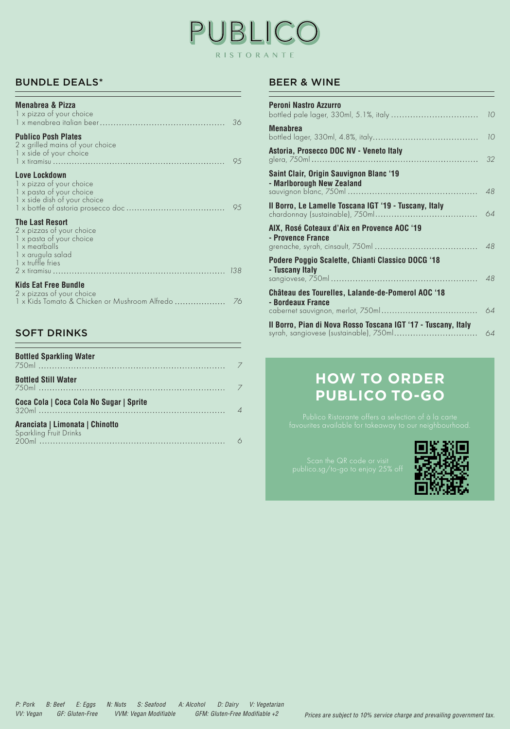# PUBLICO

RISTORANTE

## BUNDLE DEALS*

**Menabrea & Pizza**
1 x pizza of your choice
1 x menabrea italian beer ........ 36

**Publico Posh Plates**
2 x grilled mains of your choice
1 x side of your choice
1 x tiramisu ........ 95

**Love Lockdown**
1 x pizza of your choice
1 x pasta of your choice
1 x side dish of your choice
1 x bottle of astoria prosecco doc ........ 95

**The Last Resort**
2 x pizzas of your choice
1 x pasta of your choice
1 x meatballs
1 x arugula salad
1 x truffle fries
2 x tiramisu ........ 138

**Kids Eat Free Bundle**
2 x pizzas of your choice
1 x Kids Tomato & Chicken or Mushroom Alfredo ........ 76

## SOFT DRINKS

**Bottled Sparkling Water**
750ml ........ 7

**Bottled Still Water**
750ml ........ 7

**Coca Cola | Coca Cola No Sugar | Sprite**
320ml ........ 4

**Aranciata | Limonata | Chinotto**
Sparkling Fruit Drinks
200ml ........ 6

## BEER & WINE

**Peroni Nastro Azzurro**
bottled pale lager, 330ml, 5.1%, italy ........ 10

**Menabrea**
bottled lager, 330ml, 4.8%, italy........ 10

**Astoria, Prosecco DOC NV - Veneto Italy**
glera, 750ml ........ 32

**Saint Clair, Origin Sauvignon Blanc '19 - Marlborough New Zealand**
sauvignon blanc, 750ml ........ 48

**Il Borro, Le Lamelle Toscana IGT '19 - Tuscany, Italy**
chardonnay (sustainable), 750ml........ 64

**AIX, Rosé Coteaux d'Aix en Provence AOC '19 - Provence France**
grenache, syrah, cinsault, 750ml ........ 48

**Podere Poggio Scalette, Chianti Classico DOCG '18 - Tuscany Italy**
sangiovese, 750ml ........ 48

**Château des Tourelles, Lalande-de-Pomerol AOC '18 - Bordeaux France**
cabernet sauvignon, merlot, 750ml........ 64

**Il Borro, Pian di Nova Rosso Toscana IGT '17 - Tuscany, Italy**
syrah, sangiovese (sustainable), 750ml........ 64

## HOW TO ORDER PUBLICO TO-GO

Publico Ristorante offers a selection of à la carte favourites available for takeaway to our neighbourhood.

Scan the QR code or visit publico.sg/to-go to enjoy 25% off

*P: Pork B: Beef E: Eggs N: Nuts S: Seafood A: Alcohol D: Dairy V: Vegetarian*
*VV: Vegan GF: Gluten-Free VVM: Vegan Modifiable GFM: Gluten-Free Modifiable +2*

*Prices are subject to 10% service charge and prevailing government tax.*